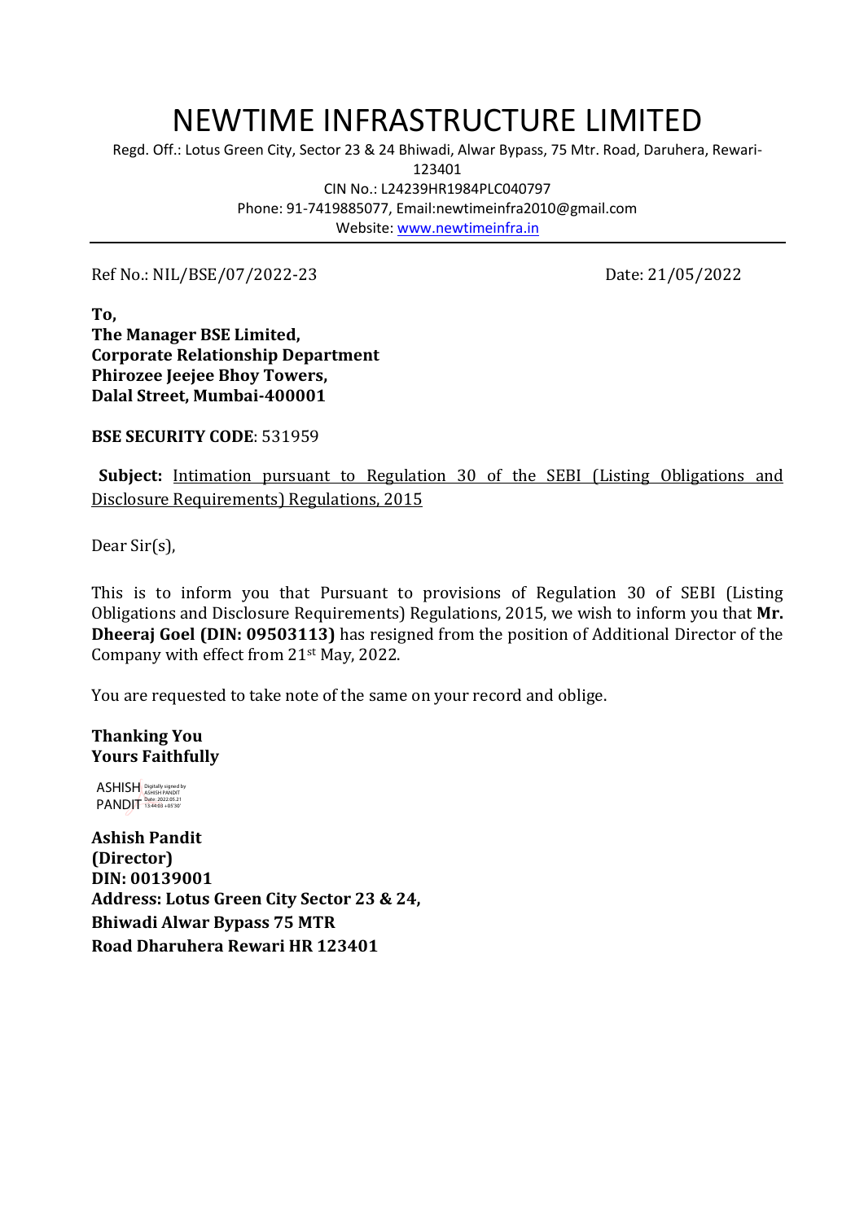# NEWTIME INFRASTRUCTURE LIMITED

Regd. Off.: Lotus Green City, Sector 23 & 24 Bhiwadi, Alwar Bypass, 75 Mtr. Road, Daruhera, Rewari-123401
CIN No.: L24239HR1984PLC040797
Phone: 91-7419885077, Email:newtimeinfra2010@gmail.com
Website: www.newtimeinfra.in

---

Ref No.: NIL/BSE/07/2022-23 Date: 21/05/2022

**To,**
**The Manager BSE Limited,**
**Corporate Relationship Department**
**Phirozee Jeejee Bhoy Towers,**
**Dalal Street, Mumbai-400001**

**BSE SECURITY CODE**: 531959

**Subject:** Intimation pursuant to Regulation 30 of the SEBI (Listing Obligations and Disclosure Requirements) Regulations, 2015

Dear Sir(s),

This is to inform you that Pursuant to provisions of Regulation 30 of SEBI (Listing Obligations and Disclosure Requirements) Regulations, 2015, we wish to inform you that **Mr. Dheeraj Goel (DIN: 09503113)** has resigned from the position of Additional Director of the Company with effect from 21st May, 2022.

You are requested to take note of the same on your record and oblige.

**Thanking You**
**Yours Faithfully**

ASHISH PANDIT Digitally signed by ASHISH PANDIT Date: 2022.05.21 13:44:03 +05'30'

**Ashish Pandit**
**(Director)**
**DIN: 00139001**
**Address: Lotus Green City Sector 23 & 24,**
**Bhiwadi Alwar Bypass 75 MTR**
**Road Dharuhera Rewari HR 123401**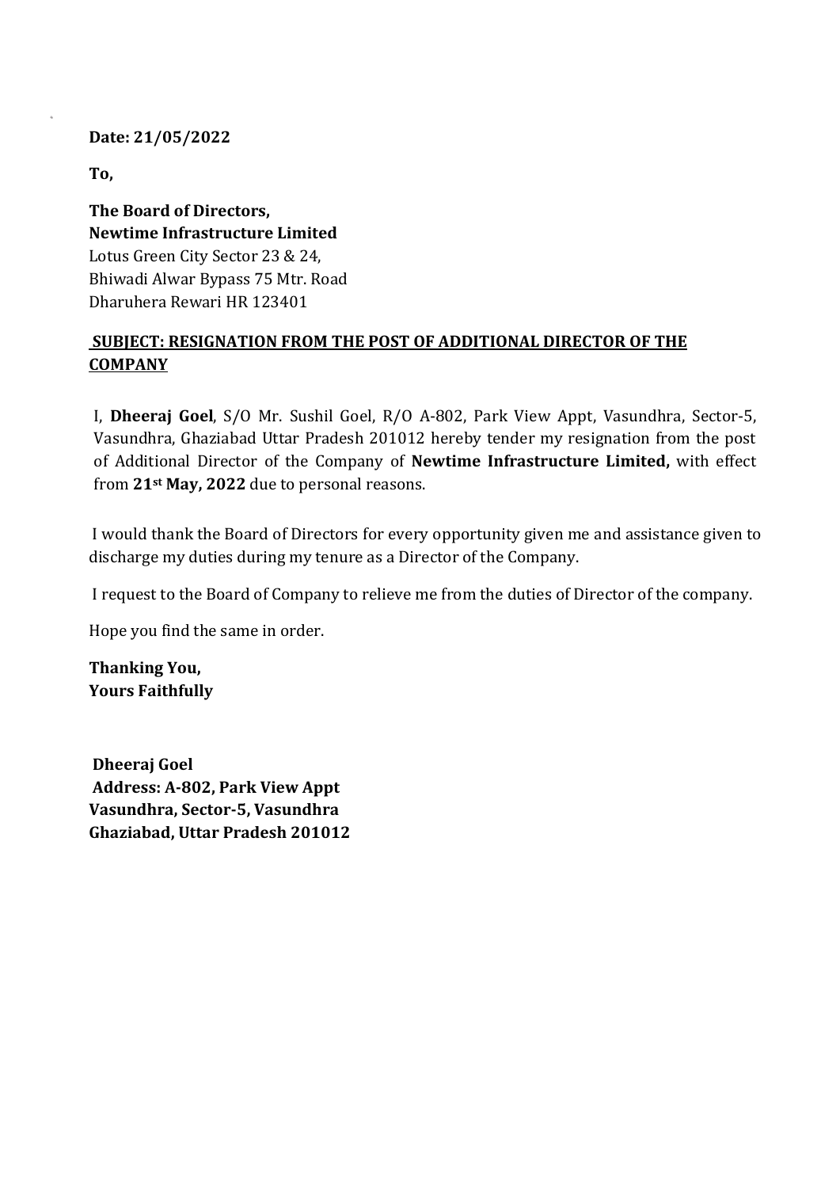**Date: 21/05/2022**

**To,**

**The Board of Directors,**
**Newtime Infrastructure Limited**
Lotus Green City Sector 23 & 24,
Bhiwadi Alwar Bypass 75 Mtr. Road
Dharuhera Rewari HR 123401

**SUBJECT: RESIGNATION FROM THE POST OF ADDITIONAL DIRECTOR OF THE COMPANY**

I, **Dheeraj Goel**, S/O Mr. Sushil Goel, R/O A-802, Park View Appt, Vasundhra, Sector-5, Vasundhra, Ghaziabad Uttar Pradesh 201012 hereby tender my resignation from the post of Additional Director of the Company of **Newtime Infrastructure Limited,** with effect from **21st May, 2022** due to personal reasons.

I would thank the Board of Directors for every opportunity given me and assistance given to discharge my duties during my tenure as a Director of the Company.

I request to the Board of Company to relieve me from the duties of Director of the company.

Hope you find the same in order.

**Thanking You,**
**Yours Faithfully**

**Dheeraj Goel**
**Address: A-802, Park View Appt**
**Vasundhra, Sector-5, Vasundhra**
**Ghaziabad, Uttar Pradesh 201012**